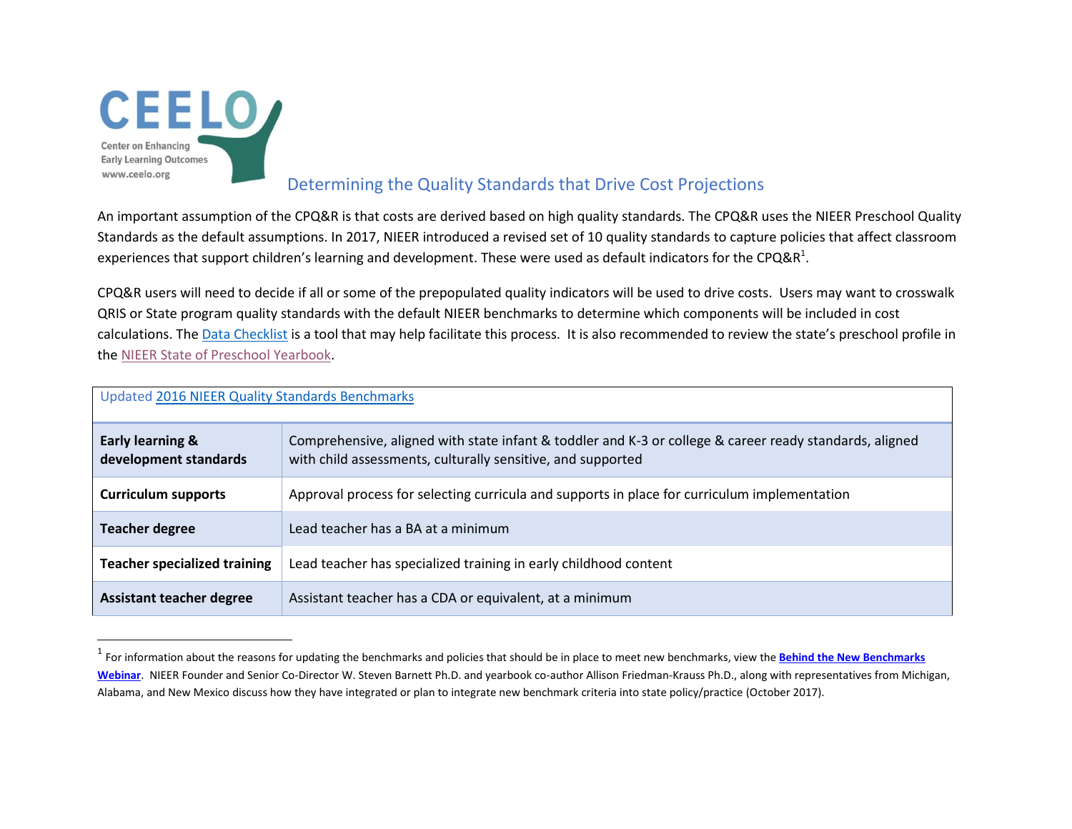CEELO

Center on Enhancing Early Learning Outcomes
www.ceelo.org

# Determining the Quality Standards that Drive Cost Projections

An important assumption of the CPQ&R is that costs are derived based on high quality standards. The CPQ&R uses the NIEER Preschool Quality Standards as the default assumptions. In 2017, NIEER introduced a revised set of 10 quality standards to capture policies that affect classroom experiences that support children's learning and development. These were used as default indicators for the CPQ&R[1].

CPQ&R users will need to decide if all or some of the prepopulated quality indicators will be used to drive costs. Users may want to crosswalk QRIS or State program quality standards with the default NIEER benchmarks to determine which components will be included in cost calculations. The Data Checklist is a tool that may help facilitate this process. It is also recommended to review the state's preschool profile in the NIEER State of Preschool Yearbook.

| Updated 2016 NIEER Quality Standards Benchmarks | |
|---|---|
| **Early learning & development standards** | Comprehensive, aligned with state infant & toddler and K-3 or college & career ready standards, aligned with child assessments, culturally sensitive, and supported |
| **Curriculum supports** | Approval process for selecting curricula and supports in place for curriculum implementation |
| **Teacher degree** | Lead teacher has a BA at a minimum |
| **Teacher specialized training** | Lead teacher has specialized training in early childhood content |
| **Assistant teacher degree** | Assistant teacher has a CDA or equivalent, at a minimum |

[1] For information about the reasons for updating the benchmarks and policies that should be in place to meet new benchmarks, view the **Behind the New Benchmarks Webinar**. NIEER Founder and Senior Co-Director W. Steven Barnett Ph.D. and yearbook co-author Allison Friedman-Krauss Ph.D., along with representatives from Michigan, Alabama, and New Mexico discuss how they have integrated or plan to integrate new benchmark criteria into state policy/practice (October 2017).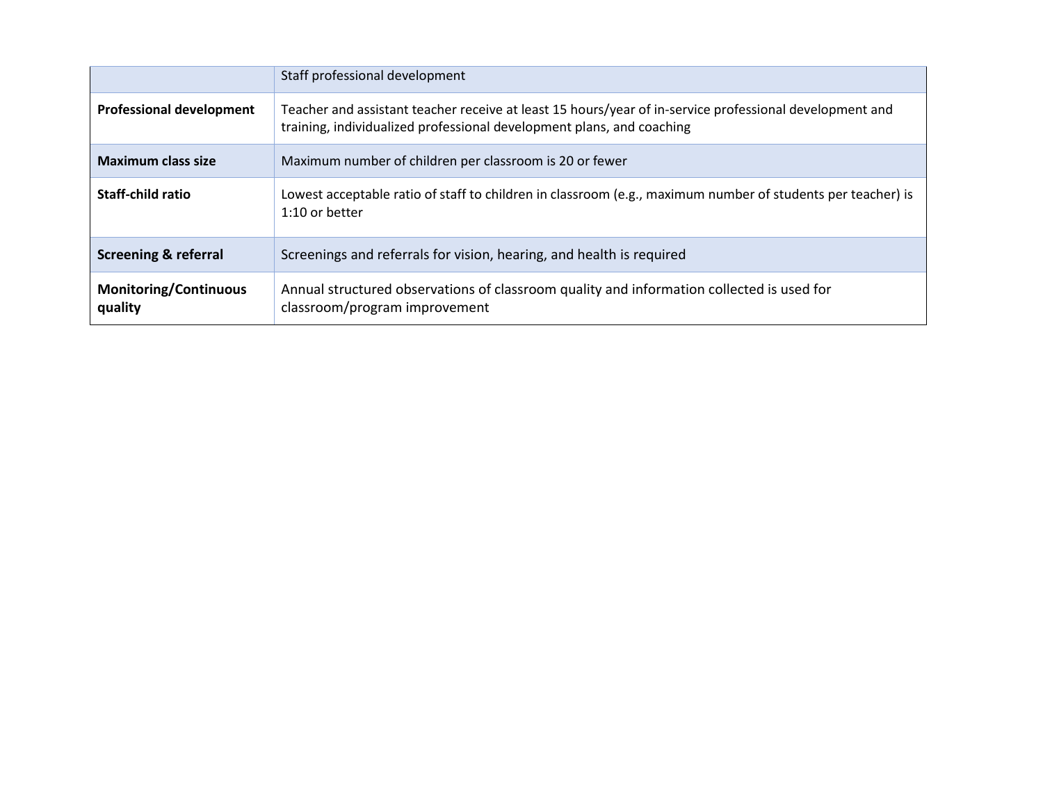| | |
|---|---|
| | Staff professional development |
| **Professional development** | Teacher and assistant teacher receive at least 15 hours/year of in-service professional development and training, individualized professional development plans, and coaching |
| **Maximum class size** | Maximum number of children per classroom is 20 or fewer |
| **Staff-child ratio** | Lowest acceptable ratio of staff to children in classroom (e.g., maximum number of students per teacher) is 1:10 or better |
| **Screening & referral** | Screenings and referrals for vision, hearing, and health is required |
| **Monitoring/Continuous quality** | Annual structured observations of classroom quality and information collected is used for classroom/program improvement |